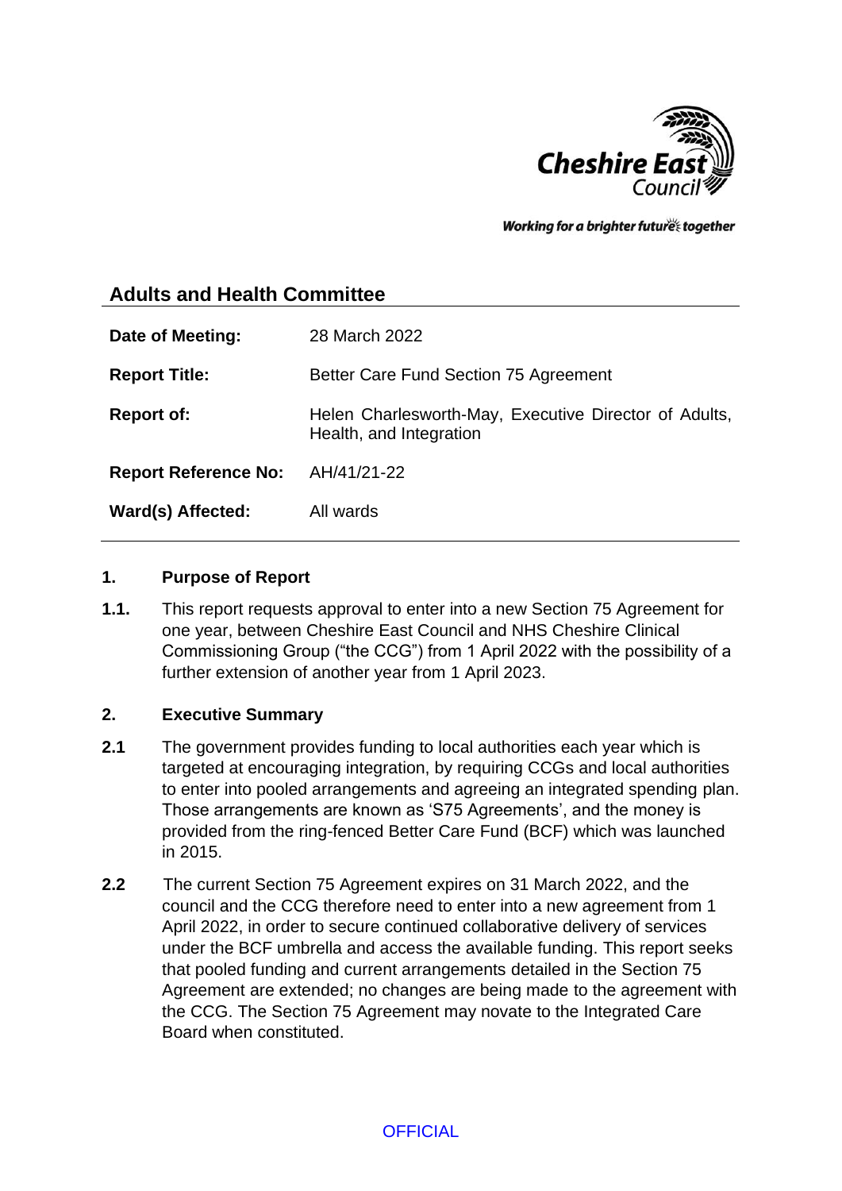## Adults and Health Committee

| | |
|---|---|
| **Date of Meeting:** | 28 March 2022 |
| **Report Title:** | Better Care Fund Section 75 Agreement |
| **Report of:** | Helen Charlesworth-May, Executive Director of Adults, Health, and Integration |
| **Report Reference No:** | AH/41/21-22 |
| **Ward(s) Affected:** | All wards |

### 1. Purpose of Report

**1.1.** This report requests approval to enter into a new Section 75 Agreement for one year, between Cheshire East Council and NHS Cheshire Clinical Commissioning Group ("the CCG") from 1 April 2022 with the possibility of a further extension of another year from 1 April 2023.

### 2. Executive Summary

**2.1** The government provides funding to local authorities each year which is targeted at encouraging integration, by requiring CCGs and local authorities to enter into pooled arrangements and agreeing an integrated spending plan. Those arrangements are known as 'S75 Agreements', and the money is provided from the ring-fenced Better Care Fund (BCF) which was launched in 2015.

**2.2** The current Section 75 Agreement expires on 31 March 2022, and the council and the CCG therefore need to enter into a new agreement from 1 April 2022, in order to secure continued collaborative delivery of services under the BCF umbrella and access the available funding. This report seeks that pooled funding and current arrangements detailed in the Section 75 Agreement are extended; no changes are being made to the agreement with the CCG. The Section 75 Agreement may novate to the Integrated Care Board when constituted.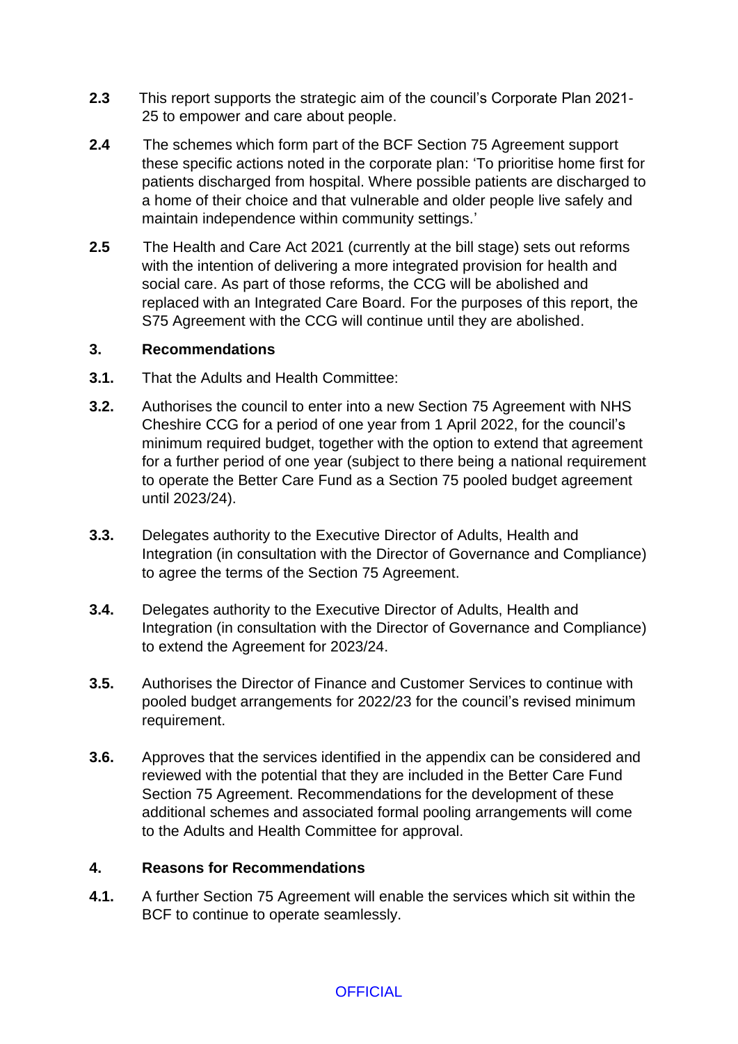**2.3** This report supports the strategic aim of the council's Corporate Plan 2021-25 to empower and care about people.

**2.4** The schemes which form part of the BCF Section 75 Agreement support these specific actions noted in the corporate plan: 'To prioritise home first for patients discharged from hospital. Where possible patients are discharged to a home of their choice and that vulnerable and older people live safely and maintain independence within community settings.'

**2.5** The Health and Care Act 2021 (currently at the bill stage) sets out reforms with the intention of delivering a more integrated provision for health and social care. As part of those reforms, the CCG will be abolished and replaced with an Integrated Care Board. For the purposes of this report, the S75 Agreement with the CCG will continue until they are abolished.

## 3. Recommendations

**3.1.** That the Adults and Health Committee:

**3.2.** Authorises the council to enter into a new Section 75 Agreement with NHS Cheshire CCG for a period of one year from 1 April 2022, for the council's minimum required budget, together with the option to extend that agreement for a further period of one year (subject to there being a national requirement to operate the Better Care Fund as a Section 75 pooled budget agreement until 2023/24).

**3.3.** Delegates authority to the Executive Director of Adults, Health and Integration (in consultation with the Director of Governance and Compliance) to agree the terms of the Section 75 Agreement.

**3.4.** Delegates authority to the Executive Director of Adults, Health and Integration (in consultation with the Director of Governance and Compliance) to extend the Agreement for 2023/24.

**3.5.** Authorises the Director of Finance and Customer Services to continue with pooled budget arrangements for 2022/23 for the council's revised minimum requirement.

**3.6.** Approves that the services identified in the appendix can be considered and reviewed with the potential that they are included in the Better Care Fund Section 75 Agreement. Recommendations for the development of these additional schemes and associated formal pooling arrangements will come to the Adults and Health Committee for approval.

## 4. Reasons for Recommendations

**4.1.** A further Section 75 Agreement will enable the services which sit within the BCF to continue to operate seamlessly.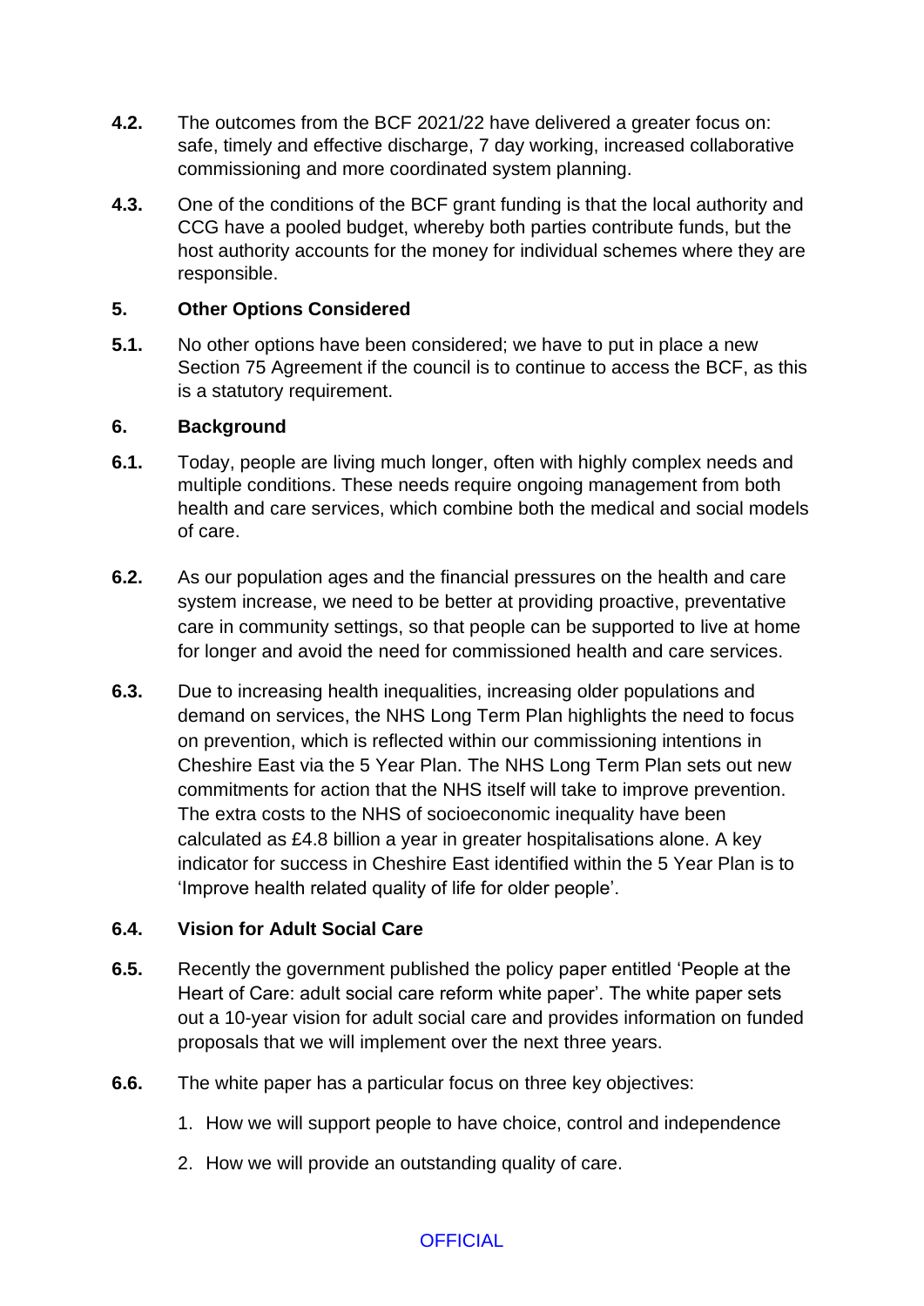**4.2.** The outcomes from the BCF 2021/22 have delivered a greater focus on: safe, timely and effective discharge, 7 day working, increased collaborative commissioning and more coordinated system planning.

**4.3.** One of the conditions of the BCF grant funding is that the local authority and CCG have a pooled budget, whereby both parties contribute funds, but the host authority accounts for the money for individual schemes where they are responsible.

## 5. Other Options Considered

**5.1.** No other options have been considered; we have to put in place a new Section 75 Agreement if the council is to continue to access the BCF, as this is a statutory requirement.

## 6. Background

**6.1.** Today, people are living much longer, often with highly complex needs and multiple conditions. These needs require ongoing management from both health and care services, which combine both the medical and social models of care.

**6.2.** As our population ages and the financial pressures on the health and care system increase, we need to be better at providing proactive, preventative care in community settings, so that people can be supported to live at home for longer and avoid the need for commissioned health and care services.

**6.3.** Due to increasing health inequalities, increasing older populations and demand on services, the NHS Long Term Plan highlights the need to focus on prevention, which is reflected within our commissioning intentions in Cheshire East via the 5 Year Plan. The NHS Long Term Plan sets out new commitments for action that the NHS itself will take to improve prevention. The extra costs to the NHS of socioeconomic inequality have been calculated as £4.8 billion a year in greater hospitalisations alone. A key indicator for success in Cheshire East identified within the 5 Year Plan is to 'Improve health related quality of life for older people'.

**6.4. Vision for Adult Social Care**

**6.5.** Recently the government published the policy paper entitled 'People at the Heart of Care: adult social care reform white paper'. The white paper sets out a 10-year vision for adult social care and provides information on funded proposals that we will implement over the next three years.

**6.6.** The white paper has a particular focus on three key objectives:

1. How we will support people to have choice, control and independence
2. How we will provide an outstanding quality of care.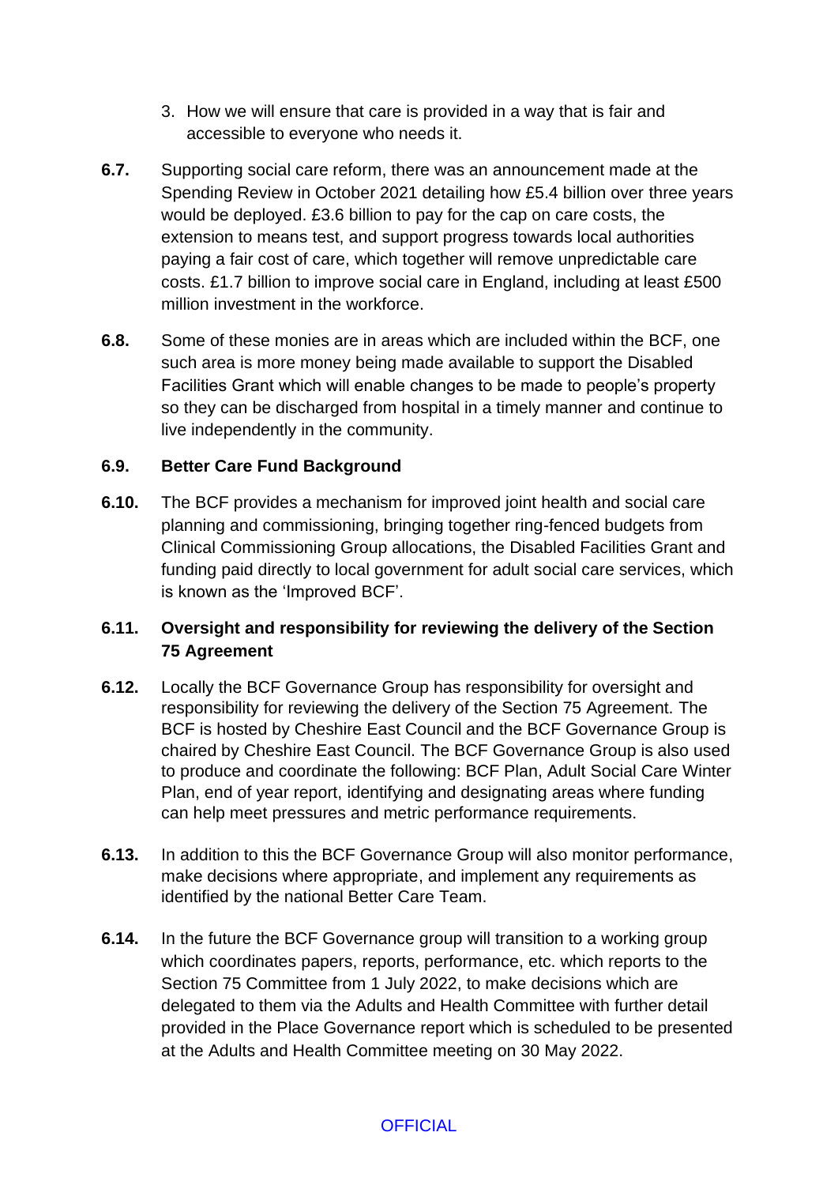3. How we will ensure that care is provided in a way that is fair and accessible to everyone who needs it.

**6.7.** Supporting social care reform, there was an announcement made at the Spending Review in October 2021 detailing how £5.4 billion over three years would be deployed. £3.6 billion to pay for the cap on care costs, the extension to means test, and support progress towards local authorities paying a fair cost of care, which together will remove unpredictable care costs. £1.7 billion to improve social care in England, including at least £500 million investment in the workforce.

**6.8.** Some of these monies are in areas which are included within the BCF, one such area is more money being made available to support the Disabled Facilities Grant which will enable changes to be made to people's property so they can be discharged from hospital in a timely manner and continue to live independently in the community.

**6.9. Better Care Fund Background**

**6.10.** The BCF provides a mechanism for improved joint health and social care planning and commissioning, bringing together ring-fenced budgets from Clinical Commissioning Group allocations, the Disabled Facilities Grant and funding paid directly to local government for adult social care services, which is known as the 'Improved BCF'.

**6.11. Oversight and responsibility for reviewing the delivery of the Section 75 Agreement**

**6.12.** Locally the BCF Governance Group has responsibility for oversight and responsibility for reviewing the delivery of the Section 75 Agreement. The BCF is hosted by Cheshire East Council and the BCF Governance Group is chaired by Cheshire East Council. The BCF Governance Group is also used to produce and coordinate the following: BCF Plan, Adult Social Care Winter Plan, end of year report, identifying and designating areas where funding can help meet pressures and metric performance requirements.

**6.13.** In addition to this the BCF Governance Group will also monitor performance, make decisions where appropriate, and implement any requirements as identified by the national Better Care Team.

**6.14.** In the future the BCF Governance group will transition to a working group which coordinates papers, reports, performance, etc. which reports to the Section 75 Committee from 1 July 2022, to make decisions which are delegated to them via the Adults and Health Committee with further detail provided in the Place Governance report which is scheduled to be presented at the Adults and Health Committee meeting on 30 May 2022.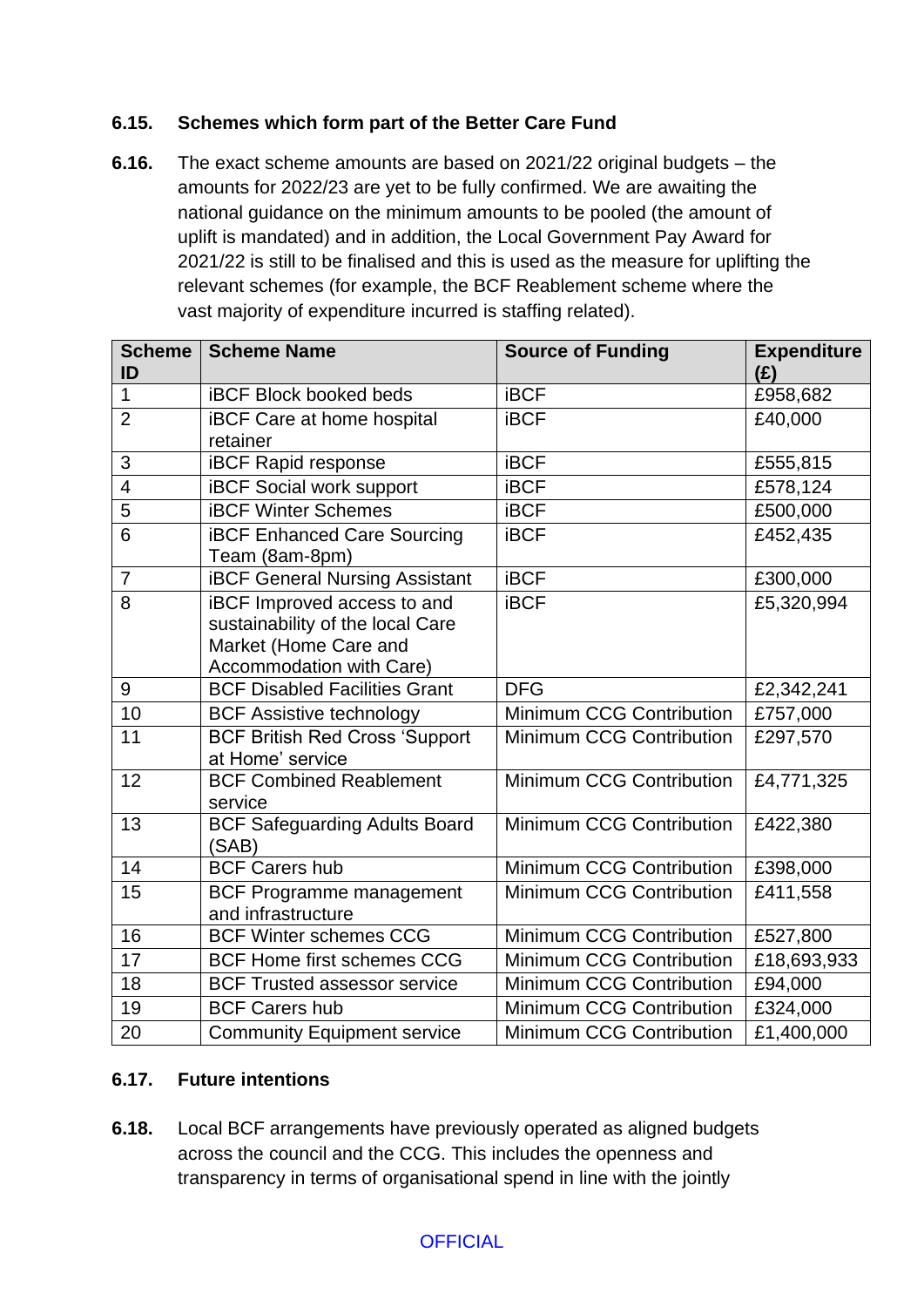### 6.15. Schemes which form part of the Better Care Fund

**6.16.** The exact scheme amounts are based on 2021/22 original budgets – the amounts for 2022/23 are yet to be fully confirmed. We are awaiting the national guidance on the minimum amounts to be pooled (the amount of uplift is mandated) and in addition, the Local Government Pay Award for 2021/22 is still to be finalised and this is used as the measure for uplifting the relevant schemes (for example, the BCF Reablement scheme where the vast majority of expenditure incurred is staffing related).

| Scheme ID | Scheme Name | Source of Funding | Expenditure (£) |
|---|---|---|---|
| 1 | iBCF Block booked beds | iBCF | £958,682 |
| 2 | iBCF Care at home hospital retainer | iBCF | £40,000 |
| 3 | iBCF Rapid response | iBCF | £555,815 |
| 4 | iBCF Social work support | iBCF | £578,124 |
| 5 | iBCF Winter Schemes | iBCF | £500,000 |
| 6 | iBCF Enhanced Care Sourcing Team (8am-8pm) | iBCF | £452,435 |
| 7 | iBCF General Nursing Assistant | iBCF | £300,000 |
| 8 | iBCF Improved access to and sustainability of the local Care Market (Home Care and Accommodation with Care) | iBCF | £5,320,994 |
| 9 | BCF Disabled Facilities Grant | DFG | £2,342,241 |
| 10 | BCF Assistive technology | Minimum CCG Contribution | £757,000 |
| 11 | BCF British Red Cross 'Support at Home' service | Minimum CCG Contribution | £297,570 |
| 12 | BCF Combined Reablement service | Minimum CCG Contribution | £4,771,325 |
| 13 | BCF Safeguarding Adults Board (SAB) | Minimum CCG Contribution | £422,380 |
| 14 | BCF Carers hub | Minimum CCG Contribution | £398,000 |
| 15 | BCF Programme management and infrastructure | Minimum CCG Contribution | £411,558 |
| 16 | BCF Winter schemes CCG | Minimum CCG Contribution | £527,800 |
| 17 | BCF Home first schemes CCG | Minimum CCG Contribution | £18,693,933 |
| 18 | BCF Trusted assessor service | Minimum CCG Contribution | £94,000 |
| 19 | BCF Carers hub | Minimum CCG Contribution | £324,000 |
| 20 | Community Equipment service | Minimum CCG Contribution | £1,400,000 |

### 6.17. Future intentions

**6.18.** Local BCF arrangements have previously operated as aligned budgets across the council and the CCG. This includes the openness and transparency in terms of organisational spend in line with the jointly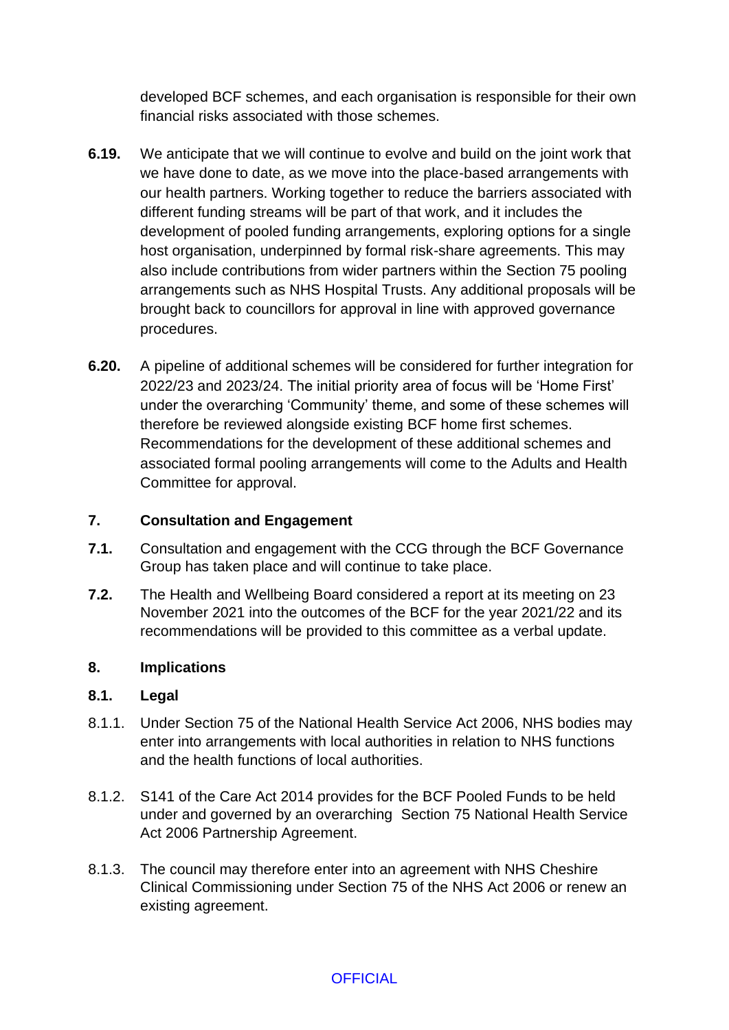developed BCF schemes, and each organisation is responsible for their own financial risks associated with those schemes.

**6.19.** We anticipate that we will continue to evolve and build on the joint work that we have done to date, as we move into the place-based arrangements with our health partners. Working together to reduce the barriers associated with different funding streams will be part of that work, and it includes the development of pooled funding arrangements, exploring options for a single host organisation, underpinned by formal risk-share agreements. This may also include contributions from wider partners within the Section 75 pooling arrangements such as NHS Hospital Trusts. Any additional proposals will be brought back to councillors for approval in line with approved governance procedures.

**6.20.** A pipeline of additional schemes will be considered for further integration for 2022/23 and 2023/24. The initial priority area of focus will be 'Home First' under the overarching 'Community' theme, and some of these schemes will therefore be reviewed alongside existing BCF home first schemes. Recommendations for the development of these additional schemes and associated formal pooling arrangements will come to the Adults and Health Committee for approval.

## 7. Consultation and Engagement

**7.1.** Consultation and engagement with the CCG through the BCF Governance Group has taken place and will continue to take place.

**7.2.** The Health and Wellbeing Board considered a report at its meeting on 23 November 2021 into the outcomes of the BCF for the year 2021/22 and its recommendations will be provided to this committee as a verbal update.

## 8. Implications

### 8.1. Legal

8.1.1. Under Section 75 of the National Health Service Act 2006, NHS bodies may enter into arrangements with local authorities in relation to NHS functions and the health functions of local authorities.

8.1.2. S141 of the Care Act 2014 provides for the BCF Pooled Funds to be held under and governed by an overarching Section 75 National Health Service Act 2006 Partnership Agreement.

8.1.3. The council may therefore enter into an agreement with NHS Cheshire Clinical Commissioning under Section 75 of the NHS Act 2006 or renew an existing agreement.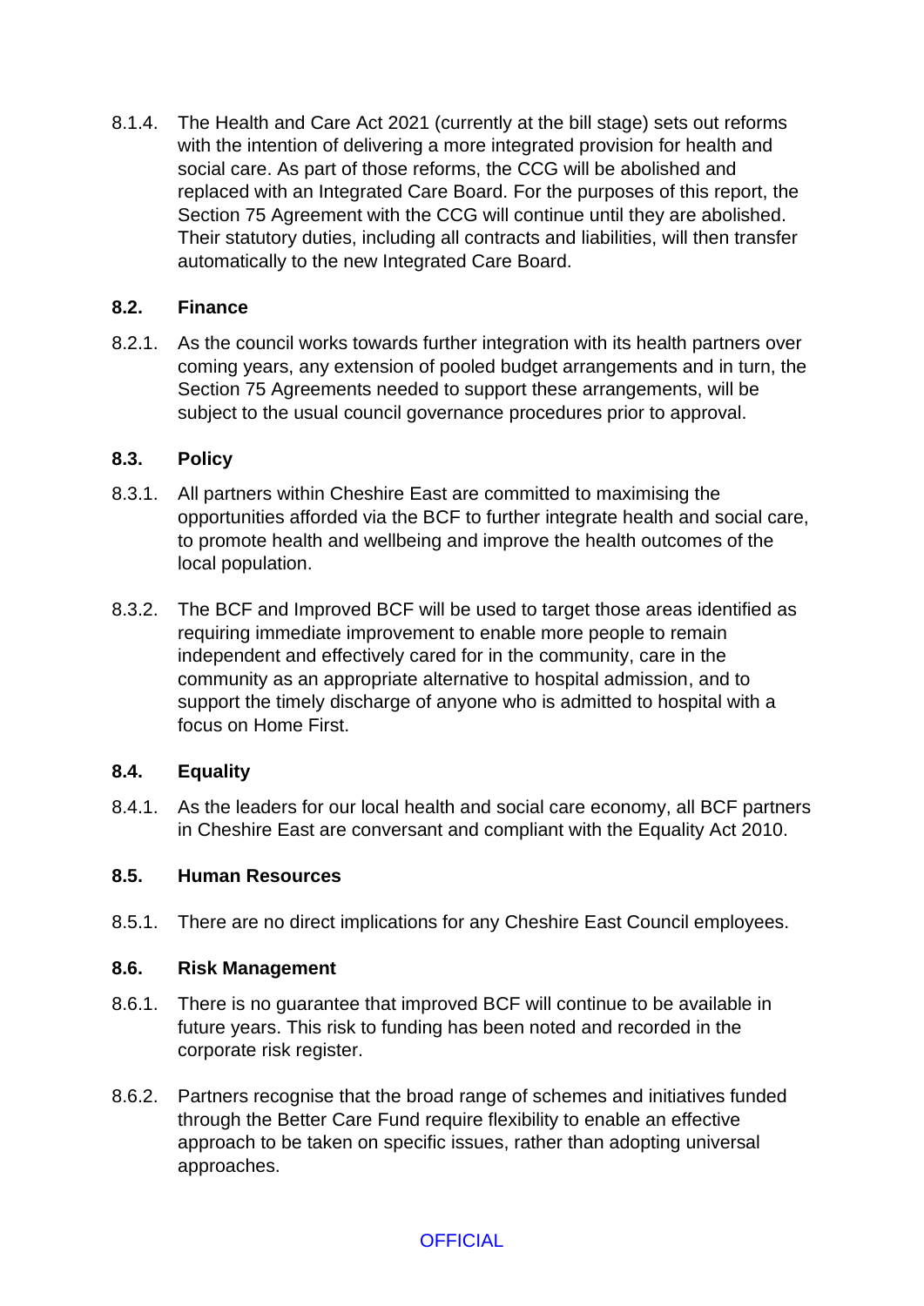8.1.4. The Health and Care Act 2021 (currently at the bill stage) sets out reforms with the intention of delivering a more integrated provision for health and social care. As part of those reforms, the CCG will be abolished and replaced with an Integrated Care Board. For the purposes of this report, the Section 75 Agreement with the CCG will continue until they are abolished. Their statutory duties, including all contracts and liabilities, will then transfer automatically to the new Integrated Care Board.

### 8.2. Finance

8.2.1. As the council works towards further integration with its health partners over coming years, any extension of pooled budget arrangements and in turn, the Section 75 Agreements needed to support these arrangements, will be subject to the usual council governance procedures prior to approval.

### 8.3. Policy

8.3.1. All partners within Cheshire East are committed to maximising the opportunities afforded via the BCF to further integrate health and social care, to promote health and wellbeing and improve the health outcomes of the local population.

8.3.2. The BCF and Improved BCF will be used to target those areas identified as requiring immediate improvement to enable more people to remain independent and effectively cared for in the community, care in the community as an appropriate alternative to hospital admission, and to support the timely discharge of anyone who is admitted to hospital with a focus on Home First.

### 8.4. Equality

8.4.1. As the leaders for our local health and social care economy, all BCF partners in Cheshire East are conversant and compliant with the Equality Act 2010.

### 8.5. Human Resources

8.5.1. There are no direct implications for any Cheshire East Council employees.

### 8.6. Risk Management

8.6.1. There is no guarantee that improved BCF will continue to be available in future years. This risk to funding has been noted and recorded in the corporate risk register.

8.6.2. Partners recognise that the broad range of schemes and initiatives funded through the Better Care Fund require flexibility to enable an effective approach to be taken on specific issues, rather than adopting universal approaches.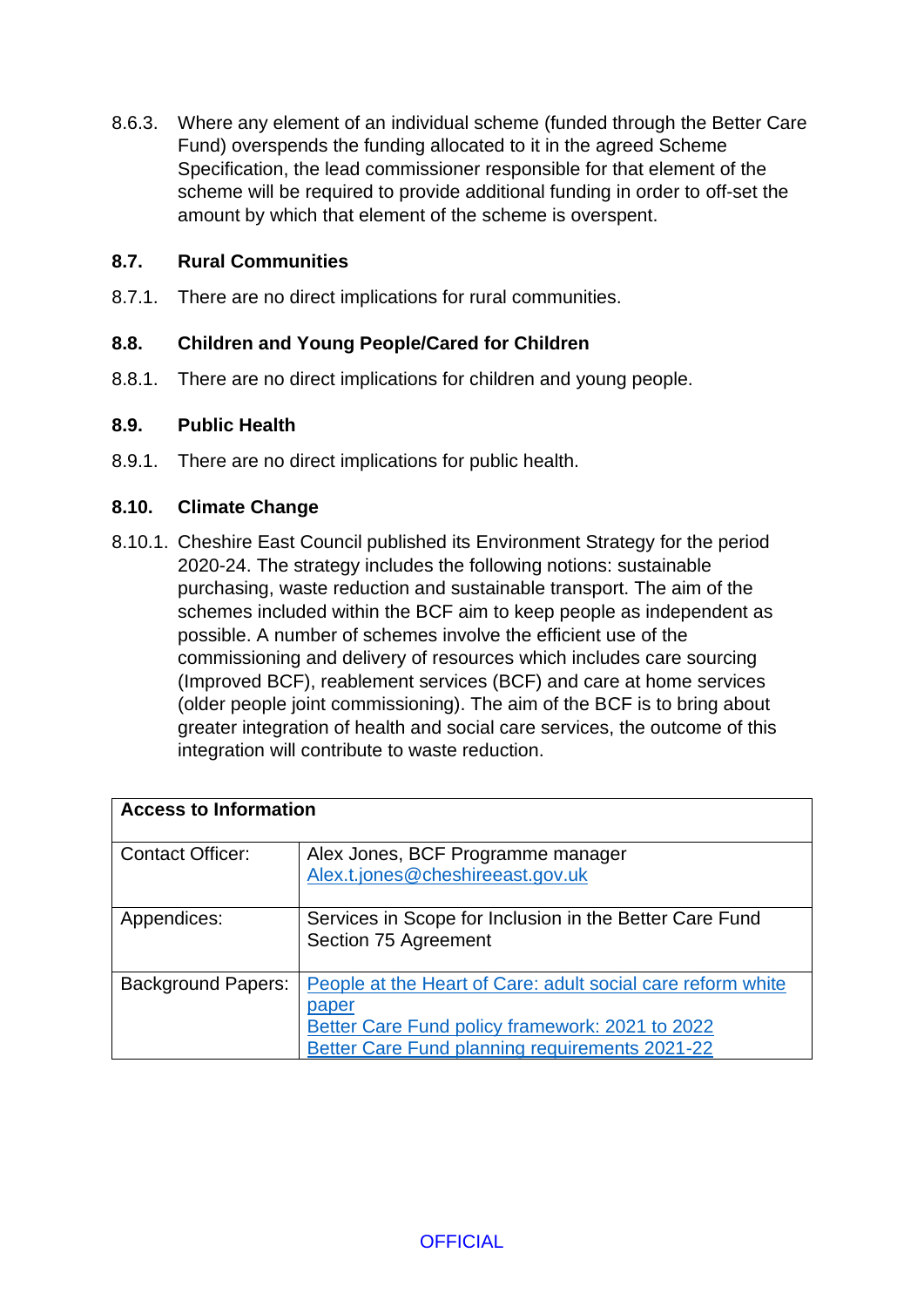8.6.3. Where any element of an individual scheme (funded through the Better Care Fund) overspends the funding allocated to it in the agreed Scheme Specification, the lead commissioner responsible for that element of the scheme will be required to provide additional funding in order to off-set the amount by which that element of the scheme is overspent.

### 8.7. Rural Communities

8.7.1. There are no direct implications for rural communities.

### 8.8. Children and Young People/Cared for Children

8.8.1. There are no direct implications for children and young people.

### 8.9. Public Health

8.9.1. There are no direct implications for public health.

### 8.10. Climate Change

8.10.1. Cheshire East Council published its Environment Strategy for the period 2020-24. The strategy includes the following notions: sustainable purchasing, waste reduction and sustainable transport. The aim of the schemes included within the BCF aim to keep people as independent as possible. A number of schemes involve the efficient use of the commissioning and delivery of resources which includes care sourcing (Improved BCF), reablement services (BCF) and care at home services (older people joint commissioning). The aim of the BCF is to bring about greater integration of health and social care services, the outcome of this integration will contribute to waste reduction.

| **Access to Information** | |
|---|---|
| Contact Officer: | Alex Jones, BCF Programme manager<br>Alex.t.jones@cheshireeast.gov.uk |
| Appendices: | Services in Scope for Inclusion in the Better Care Fund Section 75 Agreement |
| Background Papers: | People at the Heart of Care: adult social care reform white paper<br>Better Care Fund policy framework: 2021 to 2022<br>Better Care Fund planning requirements 2021-22 |

OFFICIAL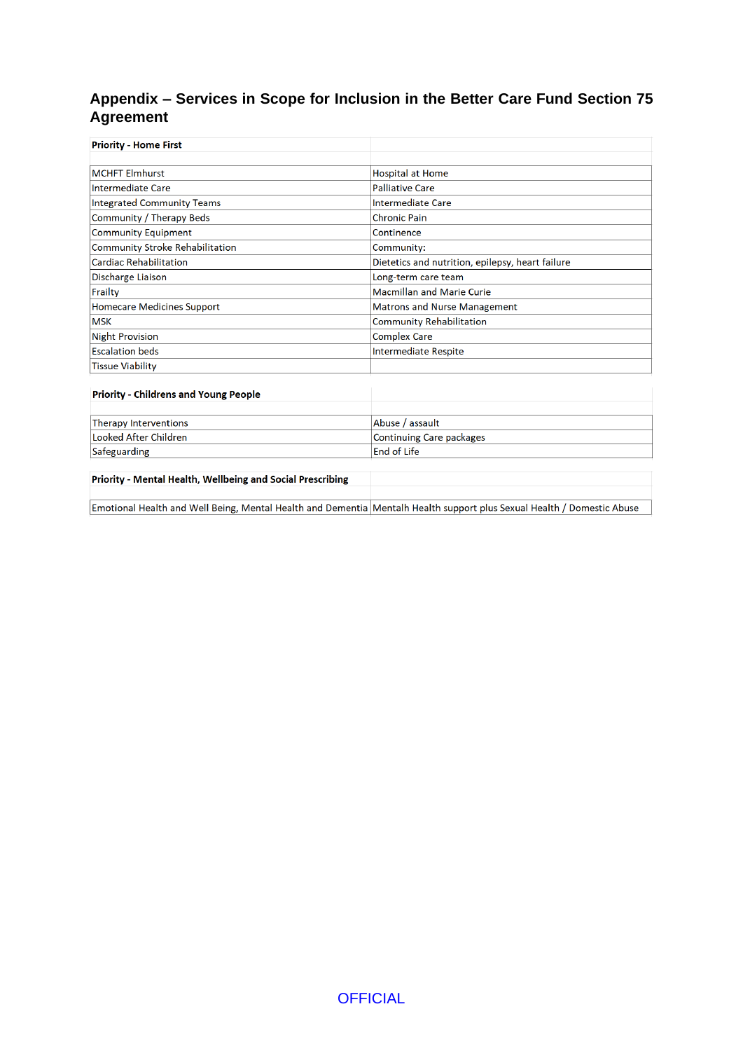## Appendix – Services in Scope for Inclusion in the Better Care Fund Section 75 Agreement

| **Priority - Home First** | |
|---|---|
| MCHFT Elmhurst | Hospital at Home |
| Intermediate Care | Palliative Care |
| Integrated Community Teams | Intermediate Care |
| Community / Therapy Beds | Chronic Pain |
| Community Equipment | Continence |
| Community Stroke Rehabilitation | Community: |
| Cardiac Rehabilitation | Dietetics and nutrition, epilepsy, heart failure |
| Discharge Liaison | Long-term care team |
| Frailty | Macmillan and Marie Curie |
| Homecare Medicines Support | Matrons and Nurse Management |
| MSK | Community Rehabilitation |
| Night Provision | Complex Care |
| Escalation beds | Intermediate Respite |
| Tissue Viability | |

| **Priority - Childrens and Young People** | |
|---|---|
| Therapy Interventions | Abuse / assault |
| Looked After Children | Continuing Care packages |
| Safeguarding | End of Life |

| **Priority - Mental Health, Wellbeing and Social Prescribing** | |
|---|---|
| Emotional Health and Well Being, Mental Health and Dementia | Mentalh Health support plus Sexual Health / Domestic Abuse |

OFFICIAL